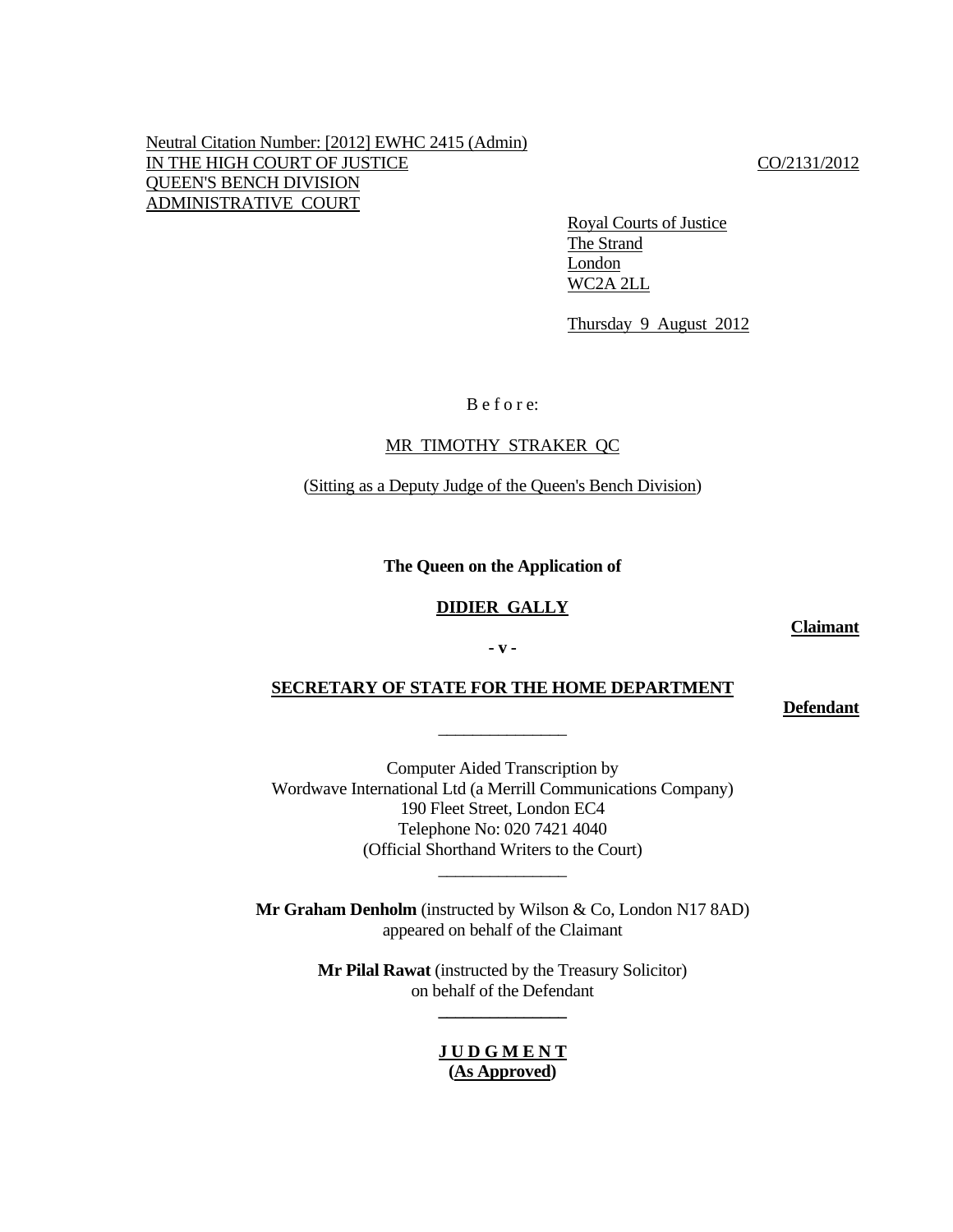Neutral Citation Number: [2012] EWHC 2415 (Admin)
IN THE HIGH COURT OF JUSTICE
QUEEN'S BENCH DIVISION
ADMINISTRATIVE COURT

CO/2131/2012

Royal Courts of Justice
The Strand
London
WC2A 2LL

Thursday 9 August 2012

B e f o r e:

MR TIMOTHY STRAKER QC

(Sitting as a Deputy Judge of the Queen's Bench Division)

**The Queen on the Application of**

**DIDIER GALLY**

**Claimant**

**- v -**

**SECRETARY OF STATE FOR THE HOME DEPARTMENT**

**Defendant**

---

Computer Aided Transcription by
Wordwave International Ltd (a Merrill Communications Company)
190 Fleet Street, London EC4
Telephone No: 020 7421 4040
(Official Shorthand Writers to the Court)

---

**Mr Graham Denholm** (instructed by Wilson & Co, London N17 8AD) appeared on behalf of the Claimant

**Mr Pilal Rawat** (instructed by the Treasury Solicitor) on behalf of the Defendant

---

**J U D G M E N T**
**(As Approved)**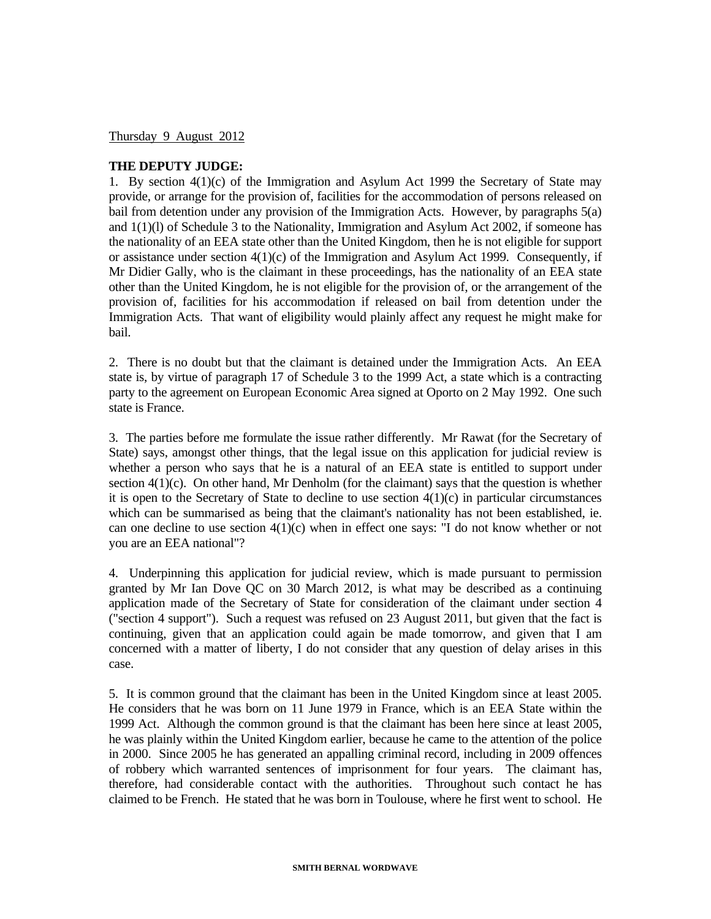Thursday 9 August 2012

**THE DEPUTY JUDGE:**

1. By section 4(1)(c) of the Immigration and Asylum Act 1999 the Secretary of State may provide, or arrange for the provision of, facilities for the accommodation of persons released on bail from detention under any provision of the Immigration Acts. However, by paragraphs 5(a) and 1(1)(l) of Schedule 3 to the Nationality, Immigration and Asylum Act 2002, if someone has the nationality of an EEA state other than the United Kingdom, then he is not eligible for support or assistance under section 4(1)(c) of the Immigration and Asylum Act 1999. Consequently, if Mr Didier Gally, who is the claimant in these proceedings, has the nationality of an EEA state other than the United Kingdom, he is not eligible for the provision of, or the arrangement of the provision of, facilities for his accommodation if released on bail from detention under the Immigration Acts. That want of eligibility would plainly affect any request he might make for bail.

2. There is no doubt but that the claimant is detained under the Immigration Acts. An EEA state is, by virtue of paragraph 17 of Schedule 3 to the 1999 Act, a state which is a contracting party to the agreement on European Economic Area signed at Oporto on 2 May 1992. One such state is France.

3. The parties before me formulate the issue rather differently. Mr Rawat (for the Secretary of State) says, amongst other things, that the legal issue on this application for judicial review is whether a person who says that he is a natural of an EEA state is entitled to support under section 4(1)(c). On other hand, Mr Denholm (for the claimant) says that the question is whether it is open to the Secretary of State to decline to use section 4(1)(c) in particular circumstances which can be summarised as being that the claimant's nationality has not been established, ie. can one decline to use section 4(1)(c) when in effect one says: "I do not know whether or not you are an EEA national"?

4. Underpinning this application for judicial review, which is made pursuant to permission granted by Mr Ian Dove QC on 30 March 2012, is what may be described as a continuing application made of the Secretary of State for consideration of the claimant under section 4 ("section 4 support"). Such a request was refused on 23 August 2011, but given that the fact is continuing, given that an application could again be made tomorrow, and given that I am concerned with a matter of liberty, I do not consider that any question of delay arises in this case.

5. It is common ground that the claimant has been in the United Kingdom since at least 2005. He considers that he was born on 11 June 1979 in France, which is an EEA State within the 1999 Act. Although the common ground is that the claimant has been here since at least 2005, he was plainly within the United Kingdom earlier, because he came to the attention of the police in 2000. Since 2005 he has generated an appalling criminal record, including in 2009 offences of robbery which warranted sentences of imprisonment for four years. The claimant has, therefore, had considerable contact with the authorities. Throughout such contact he has claimed to be French. He stated that he was born in Toulouse, where he first went to school. He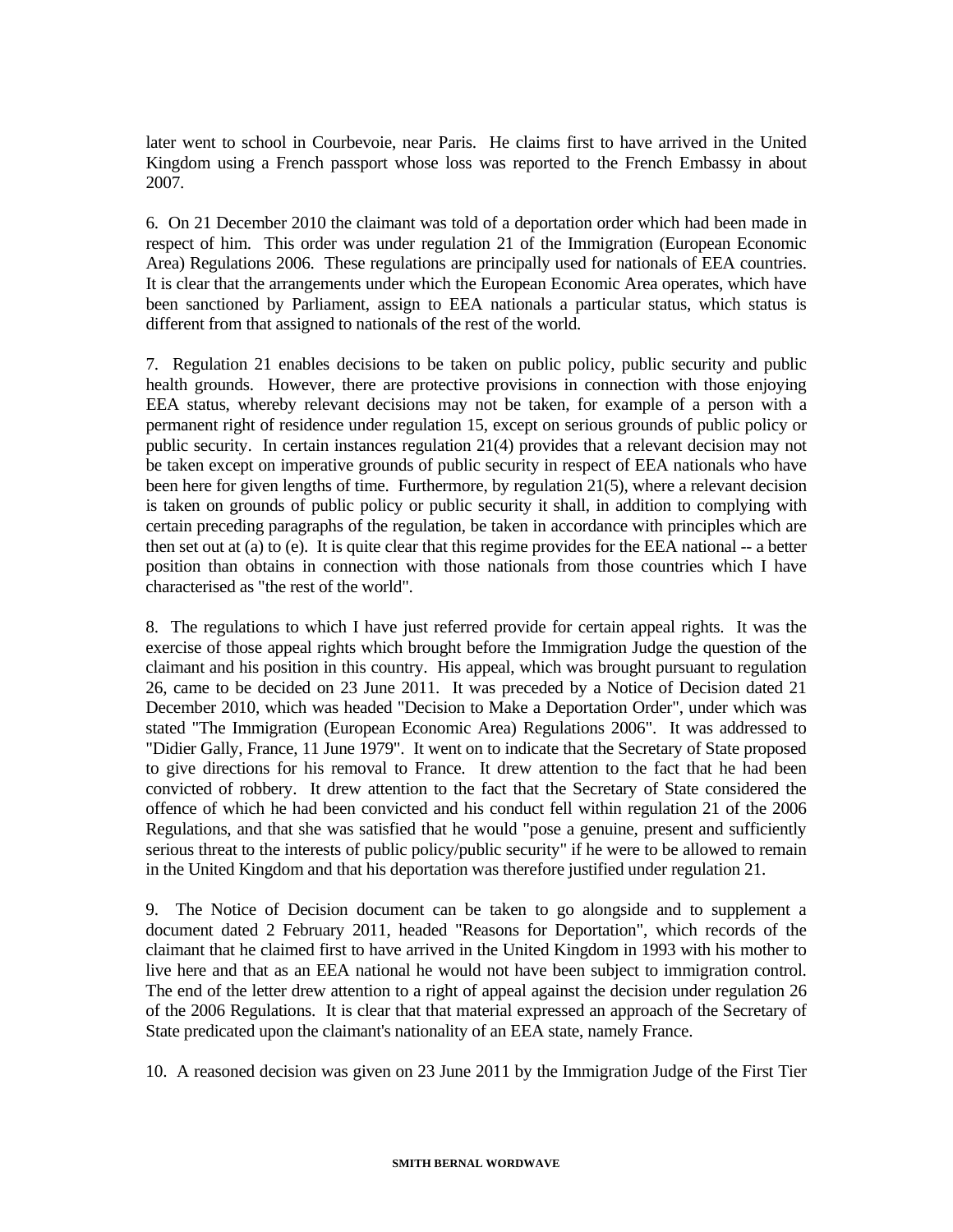later went to school in Courbevoie, near Paris. He claims first to have arrived in the United Kingdom using a French passport whose loss was reported to the French Embassy in about 2007.

6. On 21 December 2010 the claimant was told of a deportation order which had been made in respect of him. This order was under regulation 21 of the Immigration (European Economic Area) Regulations 2006. These regulations are principally used for nationals of EEA countries. It is clear that the arrangements under which the European Economic Area operates, which have been sanctioned by Parliament, assign to EEA nationals a particular status, which status is different from that assigned to nationals of the rest of the world.

7. Regulation 21 enables decisions to be taken on public policy, public security and public health grounds. However, there are protective provisions in connection with those enjoying EEA status, whereby relevant decisions may not be taken, for example of a person with a permanent right of residence under regulation 15, except on serious grounds of public policy or public security. In certain instances regulation 21(4) provides that a relevant decision may not be taken except on imperative grounds of public security in respect of EEA nationals who have been here for given lengths of time. Furthermore, by regulation 21(5), where a relevant decision is taken on grounds of public policy or public security it shall, in addition to complying with certain preceding paragraphs of the regulation, be taken in accordance with principles which are then set out at (a) to (e). It is quite clear that this regime provides for the EEA national -- a better position than obtains in connection with those nationals from those countries which I have characterised as "the rest of the world".

8. The regulations to which I have just referred provide for certain appeal rights. It was the exercise of those appeal rights which brought before the Immigration Judge the question of the claimant and his position in this country. His appeal, which was brought pursuant to regulation 26, came to be decided on 23 June 2011. It was preceded by a Notice of Decision dated 21 December 2010, which was headed "Decision to Make a Deportation Order", under which was stated "The Immigration (European Economic Area) Regulations 2006". It was addressed to "Didier Gally, France, 11 June 1979". It went on to indicate that the Secretary of State proposed to give directions for his removal to France. It drew attention to the fact that he had been convicted of robbery. It drew attention to the fact that the Secretary of State considered the offence of which he had been convicted and his conduct fell within regulation 21 of the 2006 Regulations, and that she was satisfied that he would "pose a genuine, present and sufficiently serious threat to the interests of public policy/public security" if he were to be allowed to remain in the United Kingdom and that his deportation was therefore justified under regulation 21.

9. The Notice of Decision document can be taken to go alongside and to supplement a document dated 2 February 2011, headed "Reasons for Deportation", which records of the claimant that he claimed first to have arrived in the United Kingdom in 1993 with his mother to live here and that as an EEA national he would not have been subject to immigration control. The end of the letter drew attention to a right of appeal against the decision under regulation 26 of the 2006 Regulations. It is clear that that material expressed an approach of the Secretary of State predicated upon the claimant's nationality of an EEA state, namely France.

10. A reasoned decision was given on 23 June 2011 by the Immigration Judge of the First Tier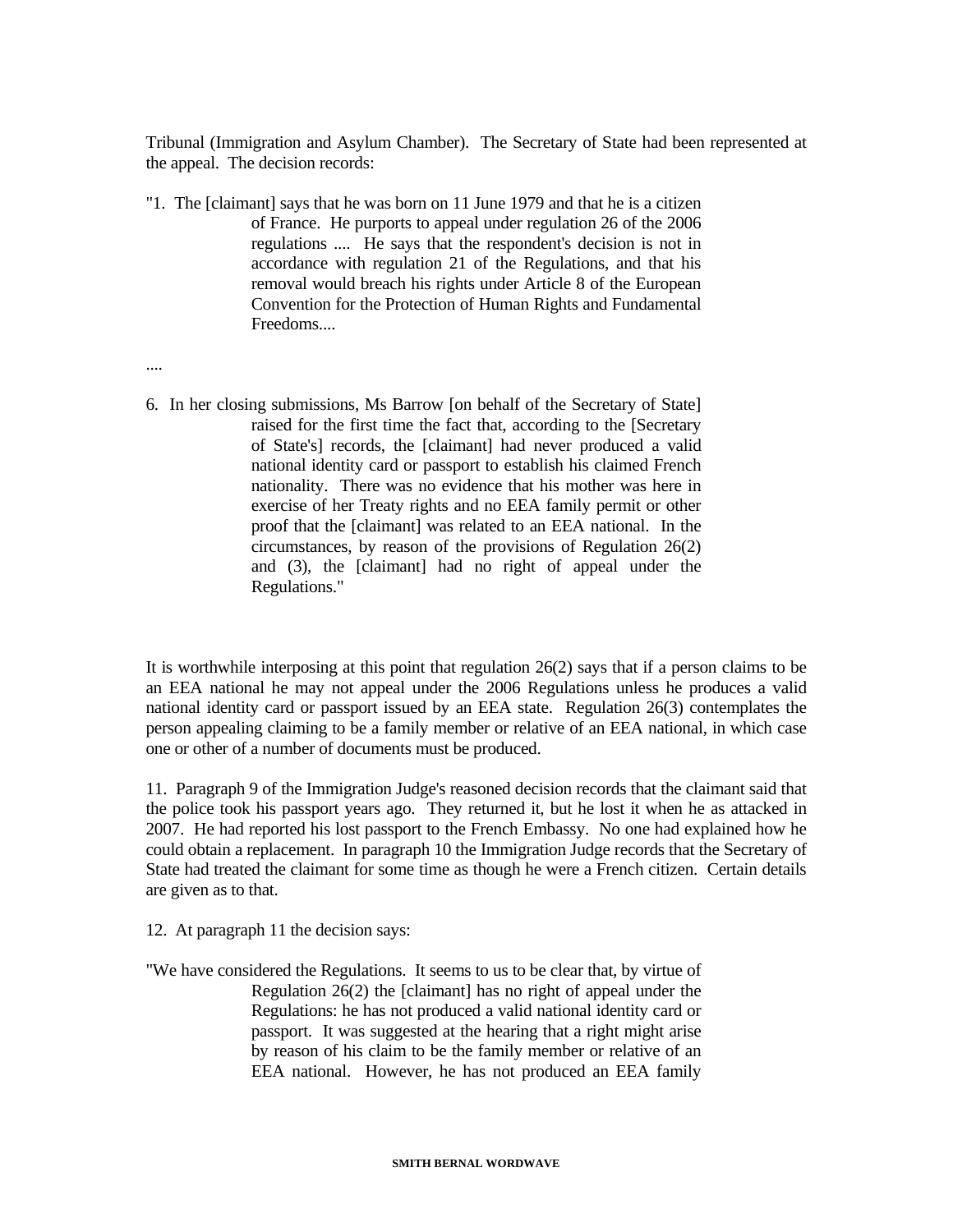Tribunal (Immigration and Asylum Chamber). The Secretary of State had been represented at the appeal. The decision records:

> "1. The [claimant] says that he was born on 11 June 1979 and that he is a citizen of France. He purports to appeal under regulation 26 of the 2006 regulations .... He says that the respondent's decision is not in accordance with regulation 21 of the Regulations, and that his removal would breach his rights under Article 8 of the European Convention for the Protection of Human Rights and Fundamental Freedoms....
>
> ....
>
> 6. In her closing submissions, Ms Barrow [on behalf of the Secretary of State] raised for the first time the fact that, according to the [Secretary of State's] records, the [claimant] had never produced a valid national identity card or passport to establish his claimed French nationality. There was no evidence that his mother was here in exercise of her Treaty rights and no EEA family permit or other proof that the [claimant] was related to an EEA national. In the circumstances, by reason of the provisions of Regulation 26(2) and (3), the [claimant] had no right of appeal under the Regulations."

It is worthwhile interposing at this point that regulation 26(2) says that if a person claims to be an EEA national he may not appeal under the 2006 Regulations unless he produces a valid national identity card or passport issued by an EEA state. Regulation 26(3) contemplates the person appealing claiming to be a family member or relative of an EEA national, in which case one or other of a number of documents must be produced.

11. Paragraph 9 of the Immigration Judge's reasoned decision records that the claimant said that the police took his passport years ago. They returned it, but he lost it when he as attacked in 2007. He had reported his lost passport to the French Embassy. No one had explained how he could obtain a replacement. In paragraph 10 the Immigration Judge records that the Secretary of State had treated the claimant for some time as though he were a French citizen. Certain details are given as to that.

12. At paragraph 11 the decision says:

> "We have considered the Regulations. It seems to us to be clear that, by virtue of Regulation 26(2) the [claimant] has no right of appeal under the Regulations: he has not produced a valid national identity card or passport. It was suggested at the hearing that a right might arise by reason of his claim to be the family member or relative of an EEA national. However, he has not produced an EEA family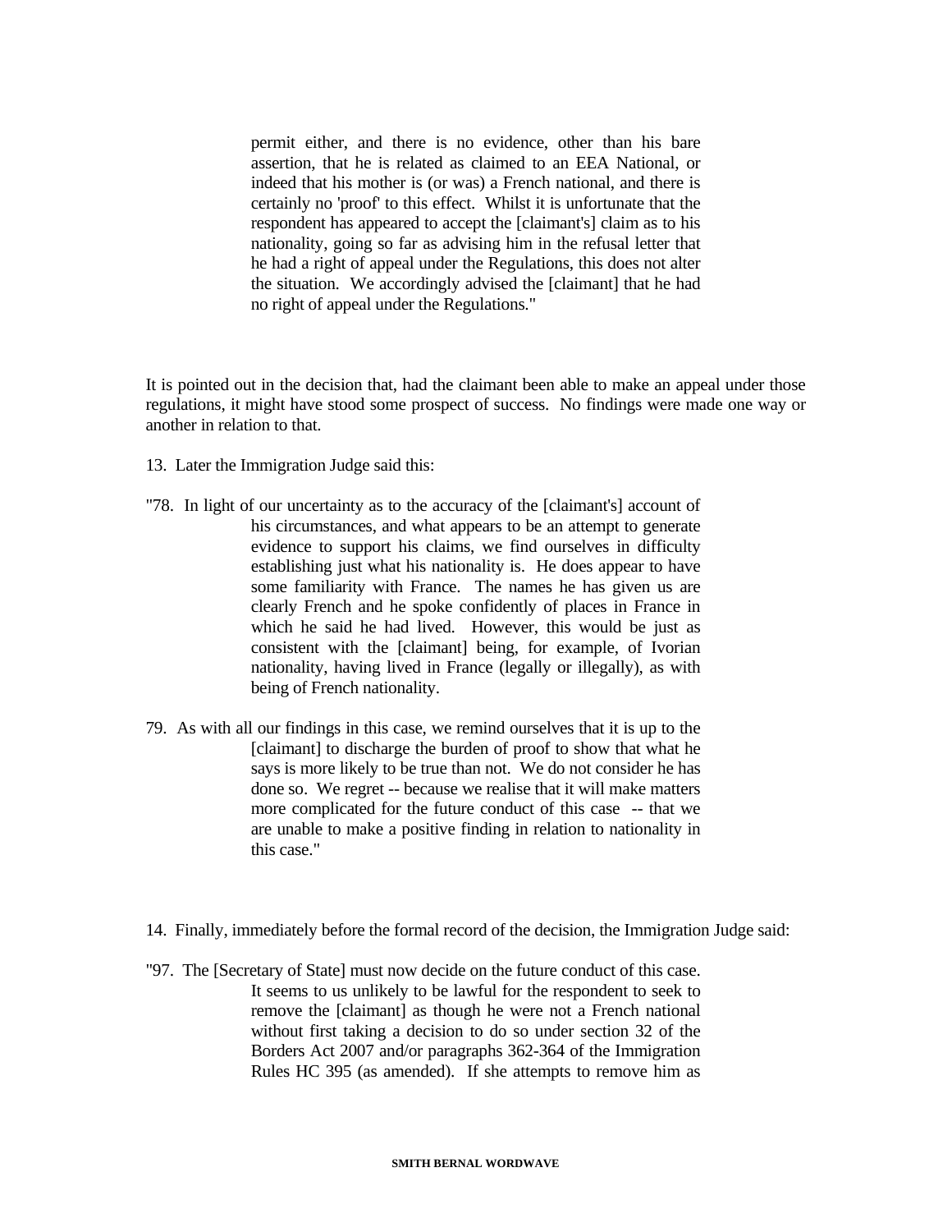> permit either, and there is no evidence, other than his bare assertion, that he is related as claimed to an EEA National, or indeed that his mother is (or was) a French national, and there is certainly no 'proof' to this effect. Whilst it is unfortunate that the respondent has appeared to accept the [claimant's] claim as to his nationality, going so far as advising him in the refusal letter that he had a right of appeal under the Regulations, this does not alter the situation. We accordingly advised the [claimant] that he had no right of appeal under the Regulations."

It is pointed out in the decision that, had the claimant been able to make an appeal under those regulations, it might have stood some prospect of success. No findings were made one way or another in relation to that.

13. Later the Immigration Judge said this:

> "78. In light of our uncertainty as to the accuracy of the [claimant's] account of his circumstances, and what appears to be an attempt to generate evidence to support his claims, we find ourselves in difficulty establishing just what his nationality is. He does appear to have some familiarity with France. The names he has given us are clearly French and he spoke confidently of places in France in which he said he had lived. However, this would be just as consistent with the [claimant] being, for example, of Ivorian nationality, having lived in France (legally or illegally), as with being of French nationality.
>
> 79. As with all our findings in this case, we remind ourselves that it is up to the [claimant] to discharge the burden of proof to show that what he says is more likely to be true than not. We do not consider he has done so. We regret -- because we realise that it will make matters more complicated for the future conduct of this case -- that we are unable to make a positive finding in relation to nationality in this case."

14. Finally, immediately before the formal record of the decision, the Immigration Judge said:

> "97. The [Secretary of State] must now decide on the future conduct of this case. It seems to us unlikely to be lawful for the respondent to seek to remove the [claimant] as though he were not a French national without first taking a decision to do so under section 32 of the Borders Act 2007 and/or paragraphs 362-364 of the Immigration Rules HC 395 (as amended). If she attempts to remove him as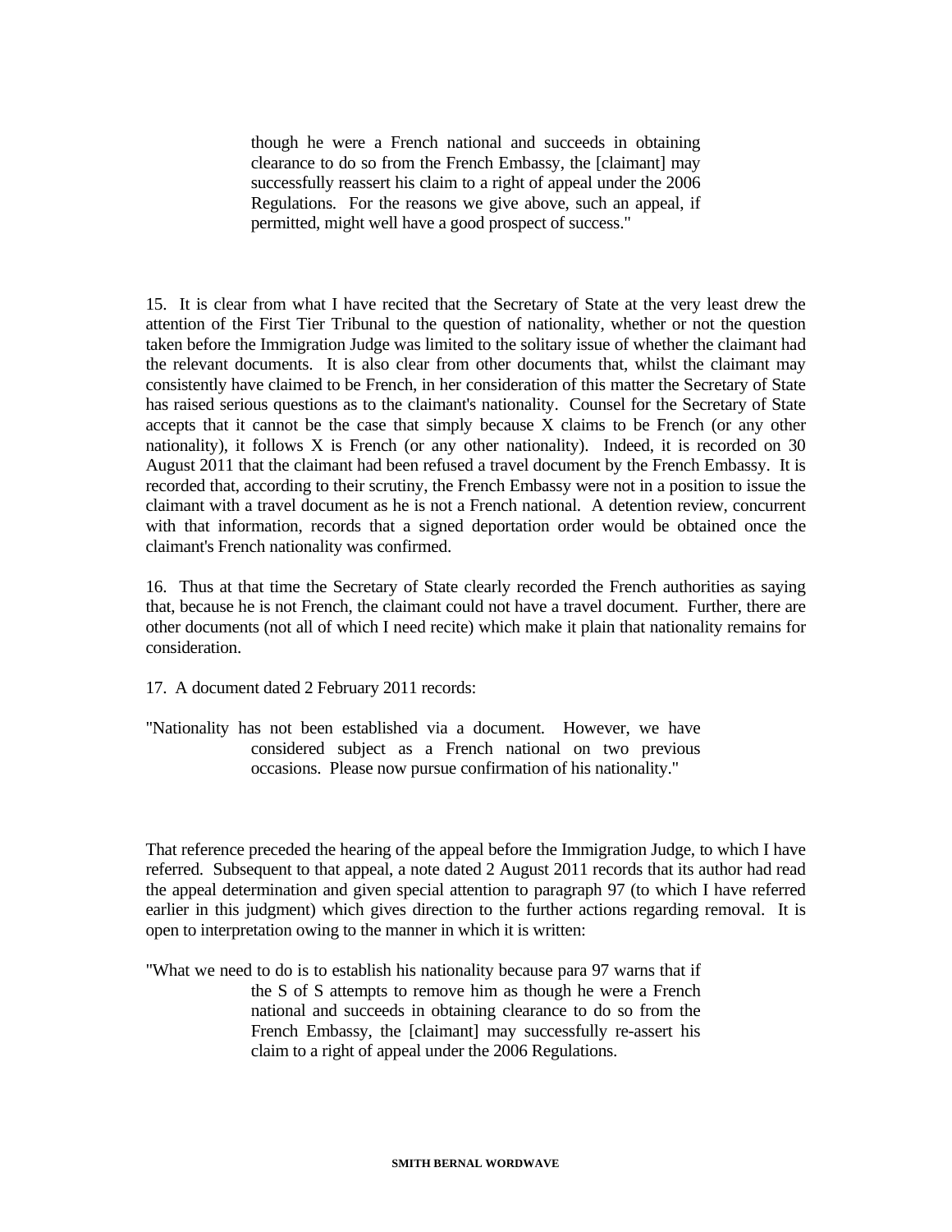> though he were a French national and succeeds in obtaining clearance to do so from the French Embassy, the [claimant] may successfully reassert his claim to a right of appeal under the 2006 Regulations. For the reasons we give above, such an appeal, if permitted, might well have a good prospect of success."

15. It is clear from what I have recited that the Secretary of State at the very least drew the attention of the First Tier Tribunal to the question of nationality, whether or not the question taken before the Immigration Judge was limited to the solitary issue of whether the claimant had the relevant documents. It is also clear from other documents that, whilst the claimant may consistently have claimed to be French, in her consideration of this matter the Secretary of State has raised serious questions as to the claimant's nationality. Counsel for the Secretary of State accepts that it cannot be the case that simply because X claims to be French (or any other nationality), it follows X is French (or any other nationality). Indeed, it is recorded on 30 August 2011 that the claimant had been refused a travel document by the French Embassy. It is recorded that, according to their scrutiny, the French Embassy were not in a position to issue the claimant with a travel document as he is not a French national. A detention review, concurrent with that information, records that a signed deportation order would be obtained once the claimant's French nationality was confirmed.

16. Thus at that time the Secretary of State clearly recorded the French authorities as saying that, because he is not French, the claimant could not have a travel document. Further, there are other documents (not all of which I need recite) which make it plain that nationality remains for consideration.

17. A document dated 2 February 2011 records:

> "Nationality has not been established via a document. However, we have considered subject as a French national on two previous occasions. Please now pursue confirmation of his nationality."

That reference preceded the hearing of the appeal before the Immigration Judge, to which I have referred. Subsequent to that appeal, a note dated 2 August 2011 records that its author had read the appeal determination and given special attention to paragraph 97 (to which I have referred earlier in this judgment) which gives direction to the further actions regarding removal. It is open to interpretation owing to the manner in which it is written:

> "What we need to do is to establish his nationality because para 97 warns that if the S of S attempts to remove him as though he were a French national and succeeds in obtaining clearance to do so from the French Embassy, the [claimant] may successfully re-assert his claim to a right of appeal under the 2006 Regulations.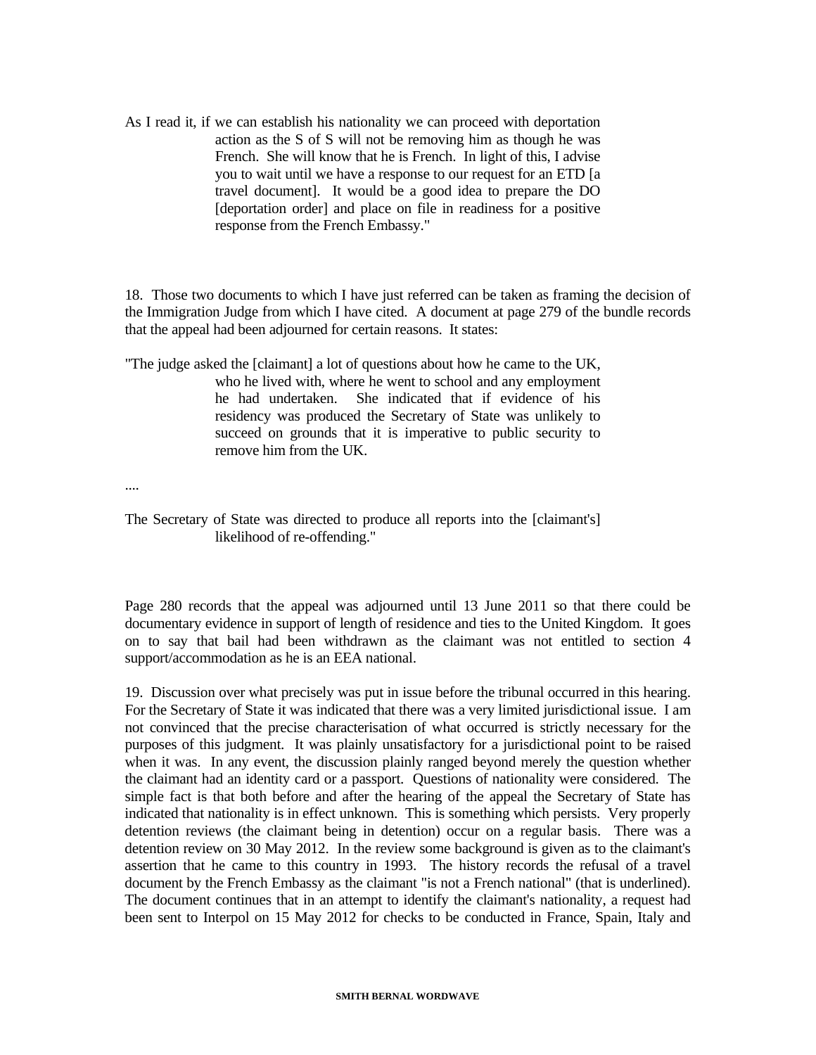As I read it, if we can establish his nationality we can proceed with deportation action as the S of S will not be removing him as though he was French. She will know that he is French. In light of this, I advise you to wait until we have a response to our request for an ETD [a travel document]. It would be a good idea to prepare the DO [deportation order] and place on file in readiness for a positive response from the French Embassy."

18. Those two documents to which I have just referred can be taken as framing the decision of the Immigration Judge from which I have cited. A document at page 279 of the bundle records that the appeal had been adjourned for certain reasons. It states:

"The judge asked the [claimant] a lot of questions about how he came to the UK, who he lived with, where he went to school and any employment he had undertaken. She indicated that if evidence of his residency was produced the Secretary of State was unlikely to succeed on grounds that it is imperative to public security to remove him from the UK.

....

The Secretary of State was directed to produce all reports into the [claimant's] likelihood of re-offending."

Page 280 records that the appeal was adjourned until 13 June 2011 so that there could be documentary evidence in support of length of residence and ties to the United Kingdom. It goes on to say that bail had been withdrawn as the claimant was not entitled to section 4 support/accommodation as he is an EEA national.

19. Discussion over what precisely was put in issue before the tribunal occurred in this hearing. For the Secretary of State it was indicated that there was a very limited jurisdictional issue. I am not convinced that the precise characterisation of what occurred is strictly necessary for the purposes of this judgment. It was plainly unsatisfactory for a jurisdictional point to be raised when it was. In any event, the discussion plainly ranged beyond merely the question whether the claimant had an identity card or a passport. Questions of nationality were considered. The simple fact is that both before and after the hearing of the appeal the Secretary of State has indicated that nationality is in effect unknown. This is something which persists. Very properly detention reviews (the claimant being in detention) occur on a regular basis. There was a detention review on 30 May 2012. In the review some background is given as to the claimant's assertion that he came to this country in 1993. The history records the refusal of a travel document by the French Embassy as the claimant "is not a French national" (that is underlined). The document continues that in an attempt to identify the claimant's nationality, a request had been sent to Interpol on 15 May 2012 for checks to be conducted in France, Spain, Italy and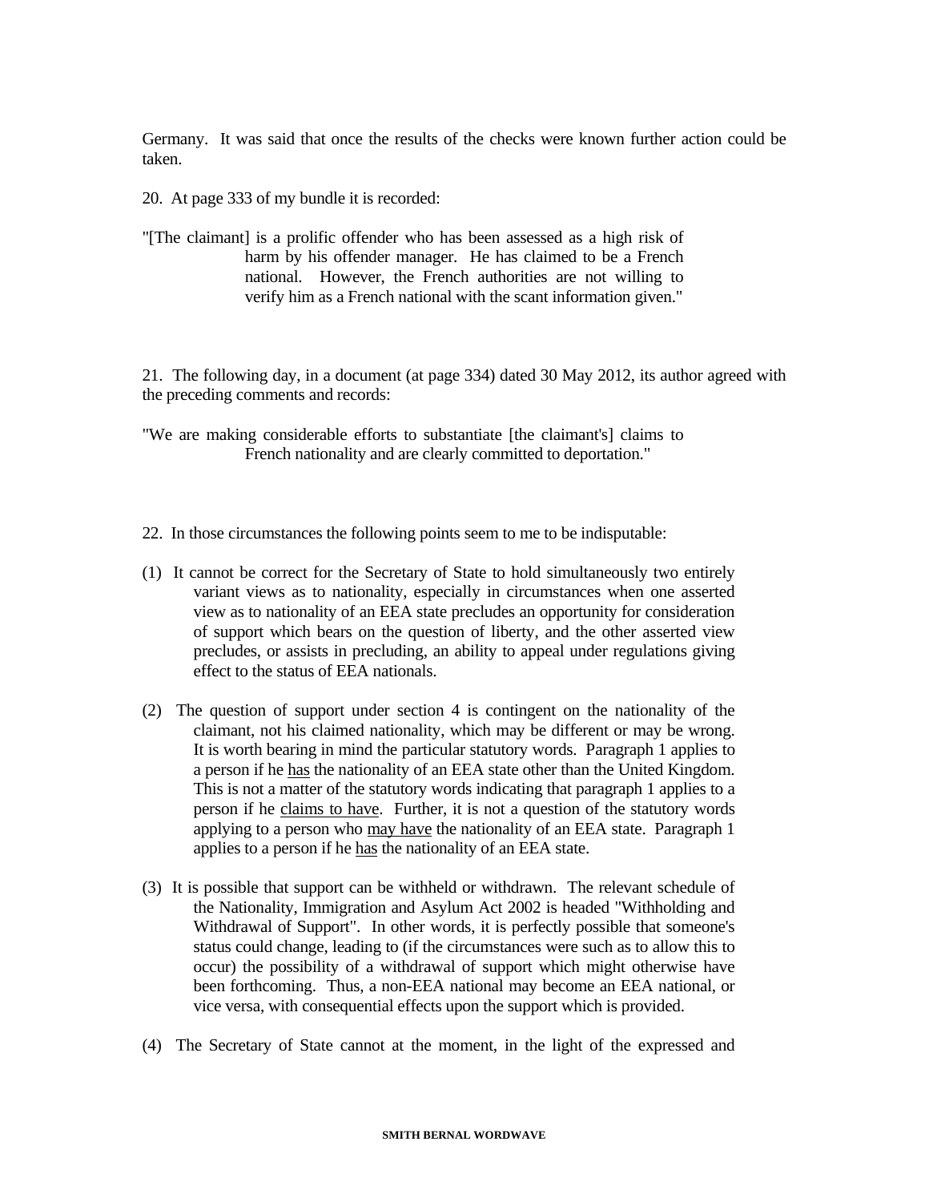Germany. It was said that once the results of the checks were known further action could be taken.

20. At page 333 of my bundle it is recorded:

> "[The claimant] is a prolific offender who has been assessed as a high risk of harm by his offender manager. He has claimed to be a French national. However, the French authorities are not willing to verify him as a French national with the scant information given."

21. The following day, in a document (at page 334) dated 30 May 2012, its author agreed with the preceding comments and records:

> "We are making considerable efforts to substantiate [the claimant's] claims to French nationality and are clearly committed to deportation."

22. In those circumstances the following points seem to me to be indisputable:

(1) It cannot be correct for the Secretary of State to hold simultaneously two entirely variant views as to nationality, especially in circumstances when one asserted view as to nationality of an EEA state precludes an opportunity for consideration of support which bears on the question of liberty, and the other asserted view precludes, or assists in precluding, an ability to appeal under regulations giving effect to the status of EEA nationals.

(2) The question of support under section 4 is contingent on the nationality of the claimant, not his claimed nationality, which may be different or may be wrong. It is worth bearing in mind the particular statutory words. Paragraph 1 applies to a person if he <u>has</u> the nationality of an EEA state other than the United Kingdom. This is not a matter of the statutory words indicating that paragraph 1 applies to a person if he <u>claims to have</u>. Further, it is not a question of the statutory words applying to a person who <u>may have</u> the nationality of an EEA state. Paragraph 1 applies to a person if he <u>has</u> the nationality of an EEA state.

(3) It is possible that support can be withheld or withdrawn. The relevant schedule of the Nationality, Immigration and Asylum Act 2002 is headed "Withholding and Withdrawal of Support". In other words, it is perfectly possible that someone's status could change, leading to (if the circumstances were such as to allow this to occur) the possibility of a withdrawal of support which might otherwise have been forthcoming. Thus, a non-EEA national may become an EEA national, or vice versa, with consequential effects upon the support which is provided.

(4) The Secretary of State cannot at the moment, in the light of the expressed and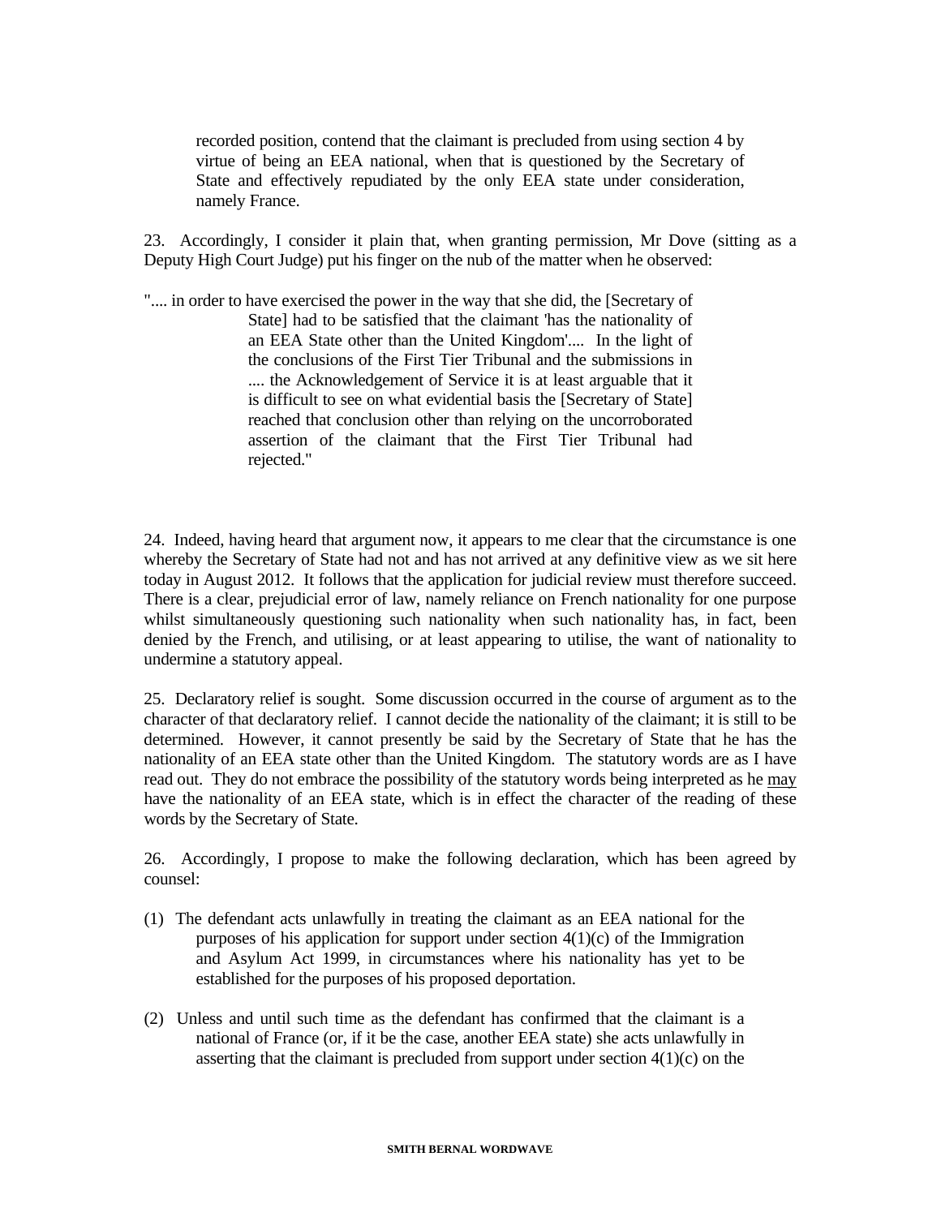recorded position, contend that the claimant is precluded from using section 4 by virtue of being an EEA national, when that is questioned by the Secretary of State and effectively repudiated by the only EEA state under consideration, namely France.

23. Accordingly, I consider it plain that, when granting permission, Mr Dove (sitting as a Deputy High Court Judge) put his finger on the nub of the matter when he observed:

> ".... in order to have exercised the power in the way that she did, the [Secretary of State] had to be satisfied that the claimant 'has the nationality of an EEA State other than the United Kingdom'.... In the light of the conclusions of the First Tier Tribunal and the submissions in .... the Acknowledgement of Service it is at least arguable that it is difficult to see on what evidential basis the [Secretary of State] reached that conclusion other than relying on the uncorroborated assertion of the claimant that the First Tier Tribunal had rejected."

24. Indeed, having heard that argument now, it appears to me clear that the circumstance is one whereby the Secretary of State had not and has not arrived at any definitive view as we sit here today in August 2012. It follows that the application for judicial review must therefore succeed. There is a clear, prejudicial error of law, namely reliance on French nationality for one purpose whilst simultaneously questioning such nationality when such nationality has, in fact, been denied by the French, and utilising, or at least appearing to utilise, the want of nationality to undermine a statutory appeal.

25. Declaratory relief is sought. Some discussion occurred in the course of argument as to the character of that declaratory relief. I cannot decide the nationality of the claimant; it is still to be determined. However, it cannot presently be said by the Secretary of State that he has the nationality of an EEA state other than the United Kingdom. The statutory words are as I have read out. They do not embrace the possibility of the statutory words being interpreted as he may have the nationality of an EEA state, which is in effect the character of the reading of these words by the Secretary of State.

26. Accordingly, I propose to make the following declaration, which has been agreed by counsel:

(1) The defendant acts unlawfully in treating the claimant as an EEA national for the purposes of his application for support under section 4(1)(c) of the Immigration and Asylum Act 1999, in circumstances where his nationality has yet to be established for the purposes of his proposed deportation.

(2) Unless and until such time as the defendant has confirmed that the claimant is a national of France (or, if it be the case, another EEA state) she acts unlawfully in asserting that the claimant is precluded from support under section 4(1)(c) on the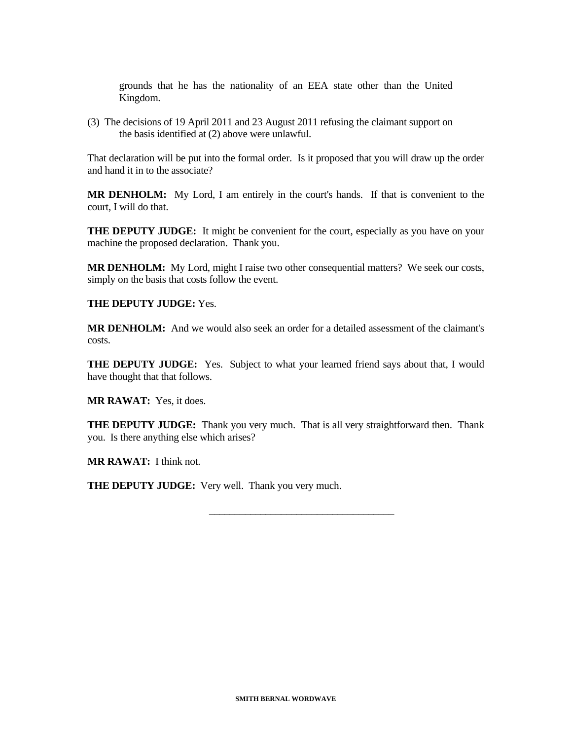grounds that he has the nationality of an EEA state other than the United Kingdom.

(3) The decisions of 19 April 2011 and 23 August 2011 refusing the claimant support on the basis identified at (2) above were unlawful.

That declaration will be put into the formal order. Is it proposed that you will draw up the order and hand it in to the associate?

**MR DENHOLM:** My Lord, I am entirely in the court's hands. If that is convenient to the court, I will do that.

**THE DEPUTY JUDGE:** It might be convenient for the court, especially as you have on your machine the proposed declaration. Thank you.

**MR DENHOLM:** My Lord, might I raise two other consequential matters? We seek our costs, simply on the basis that costs follow the event.

**THE DEPUTY JUDGE:** Yes.

**MR DENHOLM:** And we would also seek an order for a detailed assessment of the claimant's costs.

**THE DEPUTY JUDGE:** Yes. Subject to what your learned friend says about that, I would have thought that that follows.

**MR RAWAT:** Yes, it does.

**THE DEPUTY JUDGE:** Thank you very much. That is all very straightforward then. Thank you. Is there anything else which arises?

**MR RAWAT:** I think not.

**THE DEPUTY JUDGE:** Very well. Thank you very much.

---